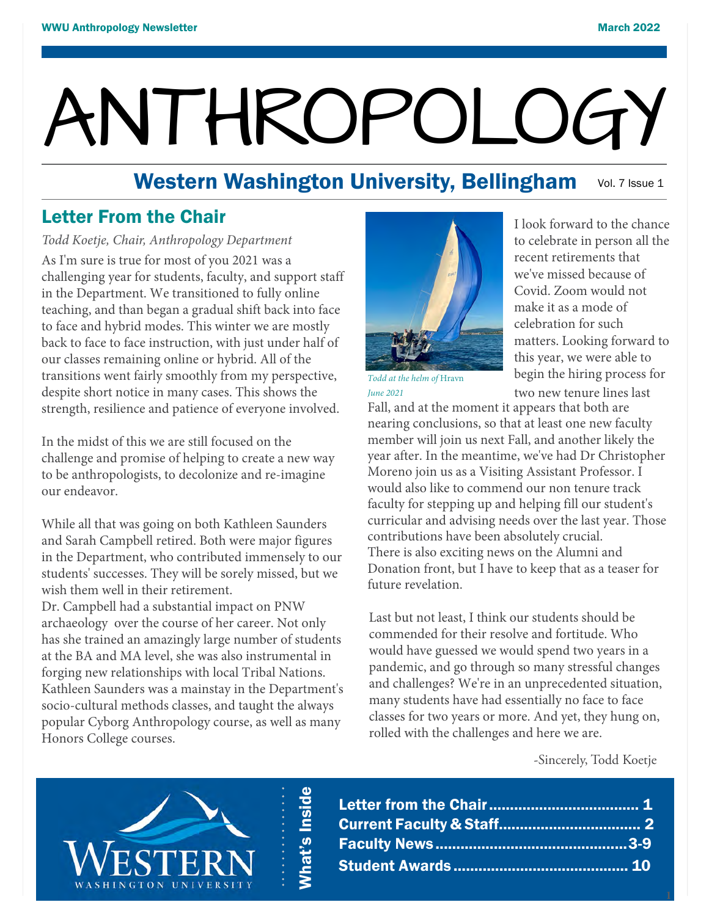# ANTHROPOLOGY

## Western Washington University, Bellingham

Vol. 7 Issue 1

## Letter From the Chair

*Todd Koetje, Chair, Anthropology Department*

As I'm sure is true for most of you 2021 was a challenging year for students, faculty, and support staff in the Department. We transitioned to fully online teaching, and than began a gradual shift back into face to face and hybrid modes. This winter we are mostly back to face to face instruction, with just under half of our classes remaining online or hybrid. All of the transitions went fairly smoothly from my perspective, despite short notice in many cases. This shows the strength, resilience and patience of everyone involved.

In the midst of this we are still focused on the challenge and promise of helping to create a new way to be anthropologists, to decolonize and re-imagine our endeavor.

While all that was going on both Kathleen Saunders and Sarah Campbell retired. Both were major figures in the Department, who contributed immensely to our students' successes. They will be sorely missed, but we wish them well in their retirement.

Dr. Campbell had a substantial impact on PNW archaeology over the course of her career. Not only has she trained an amazingly large number of students at the BA and MA level, she was also instrumental in forging new relationships with local Tribal Nations. Kathleen Saunders was a mainstay in the Department's socio-cultural methods classes, and taught the always popular Cyborg Anthropology course, as well as many Honors College courses.

*Todd at the helm of* Hravn *June 2021*

I look forward to the chance to celebrate in person all the recent retirements that we've missed because of Covid. Zoom would not make it as a mode of celebration for such matters. Looking forward to this year, we were able to begin the hiring process for two new tenure lines last Fall, and at the moment it appears that both are nearing conclusions, so that at least one new faculty member will join us next Fall, and another likely the year after. In the meantime, we've had Dr Christopher Moreno join us as a Visiting Assistant Professor. I would also like to commend our non tenure track faculty for stepping up and helping fill our student's curricular and advising needs over the last year. Those contributions have been absolutely crucial.

There is also exciting news on the Alumni and Donation front, but I have to keep that as a teaser for future revelation.

Last but not least, I think our students should be commended for their resolve and fortitude. Who would have guessed we would spend two years in a pandemic, and go through so many stressful changes and challenges? We're in an unprecedented situation, many students have had essentially no face to face classes for two years or more. And yet, they hung on, rolled with the challenges and here we are.

-Sincerely, Todd Koetje

WESTERN WASHINGTON UNIVERSITY

**What's Inside**

- **Letter from the Chair** .................................... 1
- **Current Faculty & Staff** .................................. 2
- **Faculty News** ............................................. 3-9
- **Student Awards** .......................................... 10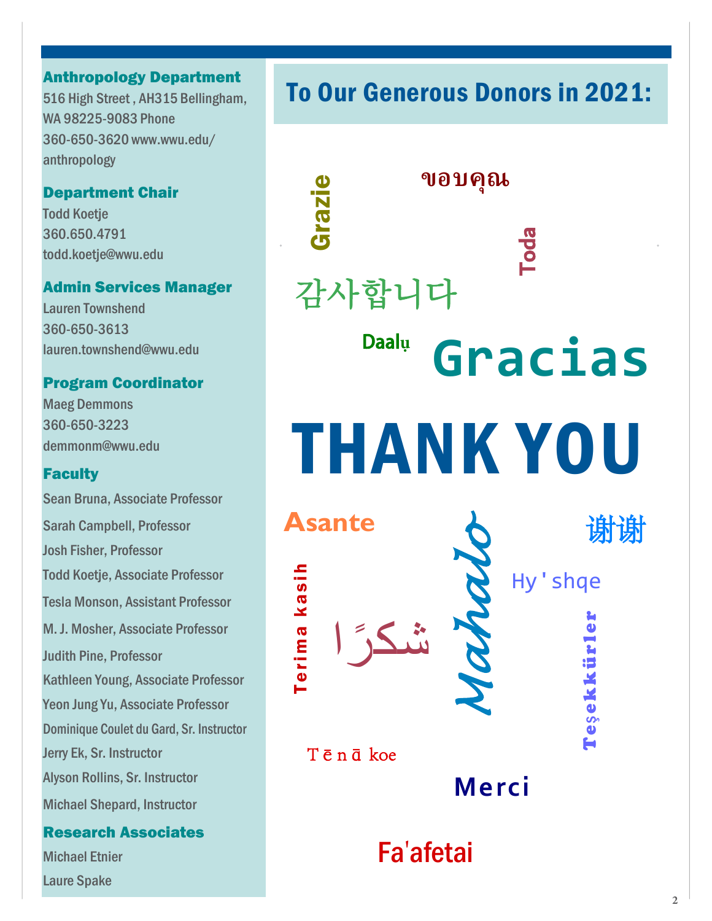**Anthropology Department**
516 High Street , AH315 Bellingham, WA 98225-9083 Phone 360-650-3620 www.wwu.edu/anthropology

**Department Chair**
Todd Koetje
360.650.4791
todd.koetje@wwu.edu

**Admin Services Manager**
Lauren Townshend
360-650-3613
lauren.townshend@wwu.edu

**Program Coordinator**
Maeg Demmons
360-650-3223
demmonm@wwu.edu

**Faculty**

Sean Bruna, Associate Professor
Sarah Campbell, Professor
Josh Fisher, Professor
Todd Koetje, Associate Professor
Tesla Monson, Assistant Professor
M. J. Mosher, Associate Professor
Judith Pine, Professor
Kathleen Young, Associate Professor
Yeon Jung Yu, Associate Professor
Dominique Coulet du Gard, Sr. Instructor
Jerry Ek, Sr. Instructor
Alyson Rollins, Sr. Instructor
Michael Shepard, Instructor

**Research Associates**

Michael Etnier
Laure Spake

## To Our Generous Donors in 2021:

Grazie
ขอบคุณ
Toda
감사합니다
Daalụ
Gracias

# THANK YOU

Asante
謝谢
Hy'shqe
Terima kasih
شكرًا
Mahalo
Teşekkürler
Tēnā koe
Merci
Fa'afetai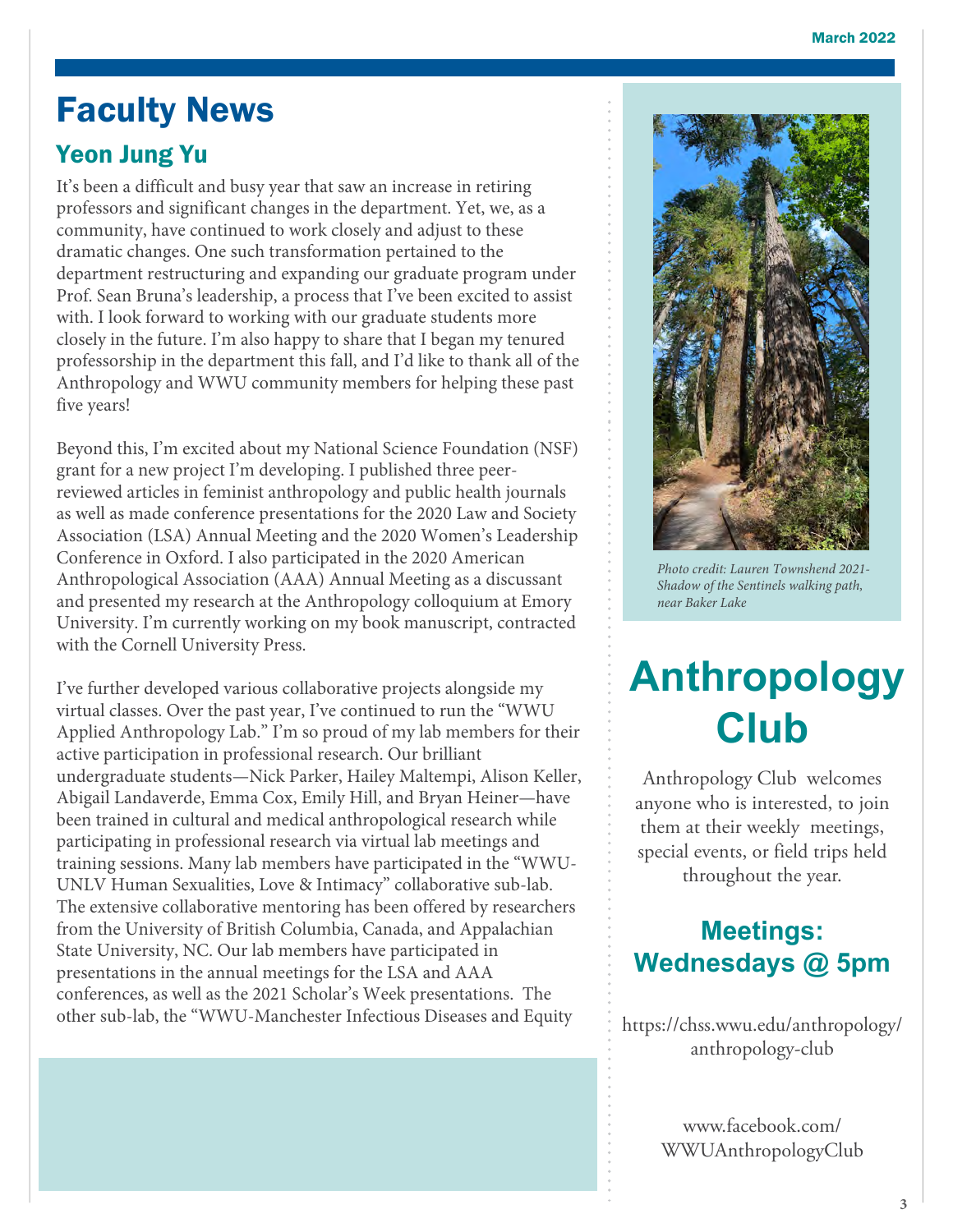# Faculty News

## Yeon Jung Yu

It's been a difficult and busy year that saw an increase in retiring professors and significant changes in the department. Yet, we, as a community, have continued to work closely and adjust to these dramatic changes. One such transformation pertained to the department restructuring and expanding our graduate program under Prof. Sean Bruna's leadership, a process that I've been excited to assist with. I look forward to working with our graduate students more closely in the future. I'm also happy to share that I began my tenured professorship in the department this fall, and I'd like to thank all of the Anthropology and WWU community members for helping these past five years!

Beyond this, I'm excited about my National Science Foundation (NSF) grant for a new project I'm developing. I published three peer-reviewed articles in feminist anthropology and public health journals as well as made conference presentations for the 2020 Law and Society Association (LSA) Annual Meeting and the 2020 Women's Leadership Conference in Oxford. I also participated in the 2020 American Anthropological Association (AAA) Annual Meeting as a discussant and presented my research at the Anthropology colloquium at Emory University. I'm currently working on my book manuscript, contracted with the Cornell University Press.

I've further developed various collaborative projects alongside my virtual classes. Over the past year, I've continued to run the "WWU Applied Anthropology Lab." I'm so proud of my lab members for their active participation in professional research. Our brilliant undergraduate students—Nick Parker, Hailey Maltempi, Alison Keller, Abigail Landaverde, Emma Cox, Emily Hill, and Bryan Heiner—have been trained in cultural and medical anthropological research while participating in professional research via virtual lab meetings and training sessions. Many lab members have participated in the "WWU-UNLV Human Sexualities, Love & Intimacy" collaborative sub-lab. The extensive collaborative mentoring has been offered by researchers from the University of British Columbia, Canada, and Appalachian State University, NC. Our lab members have participated in presentations in the annual meetings for the LSA and AAA conferences, as well as the 2021 Scholar's Week presentations. The other sub-lab, the "WWU-Manchester Infectious Diseases and Equity

*Photo credit: Lauren Townshend 2021- Shadow of the Sentinels walking path, near Baker Lake*

# Anthropology Club

Anthropology Club welcomes anyone who is interested, to join them at their weekly meetings, special events, or field trips held throughout the year.

## Meetings: Wednesdays @ 5pm

https://chss.wwu.edu/anthropology/anthropology-club

www.facebook.com/WWUAnthropologyClub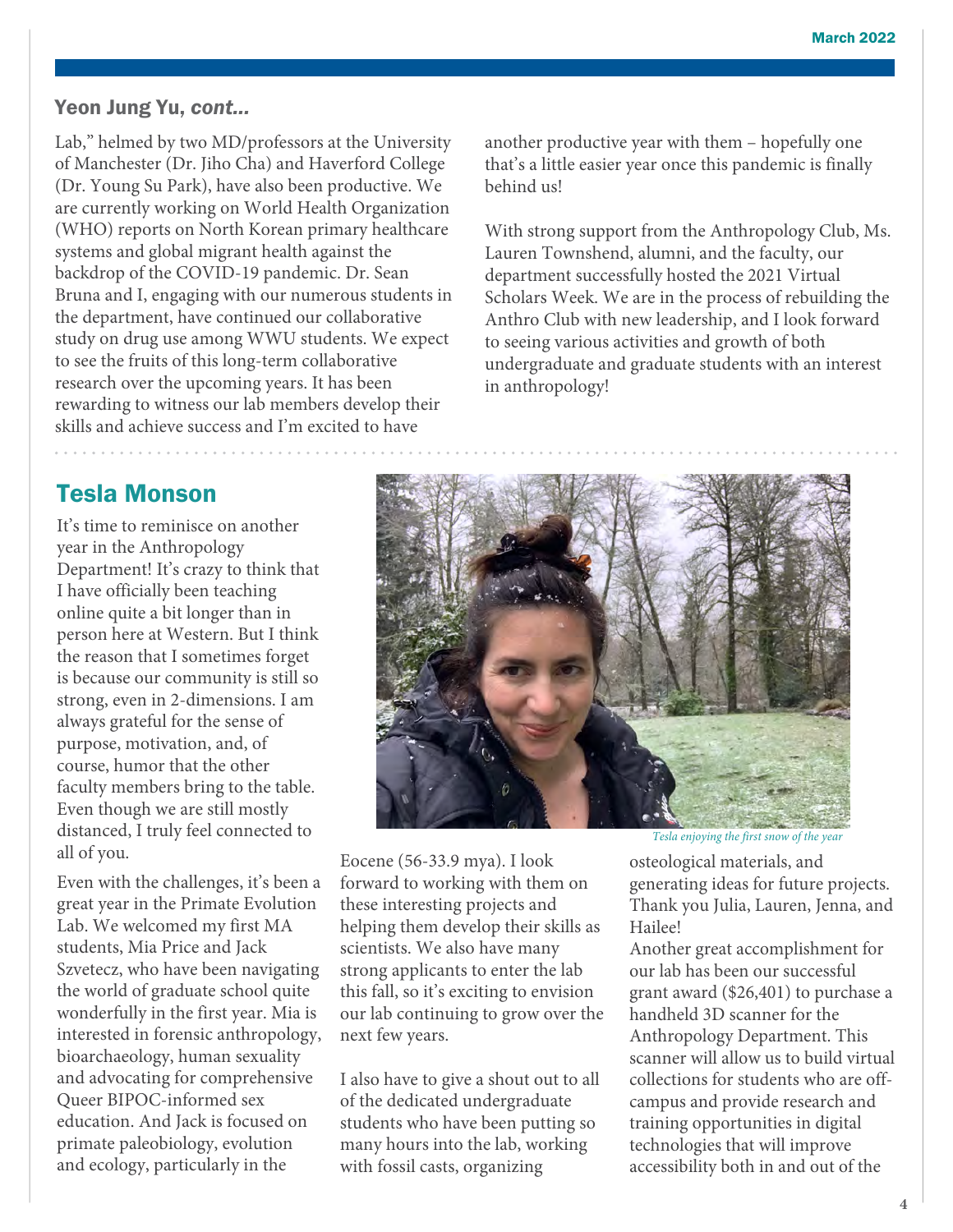### Yeon Jung Yu, *cont...*

Lab," helmed by two MD/professors at the University of Manchester (Dr. Jiho Cha) and Haverford College (Dr. Young Su Park), have also been productive. We are currently working on World Health Organization (WHO) reports on North Korean primary healthcare systems and global migrant health against the backdrop of the COVID-19 pandemic. Dr. Sean Bruna and I, engaging with our numerous students in the department, have continued our collaborative study on drug use among WWU students. We expect to see the fruits of this long-term collaborative research over the upcoming years. It has been rewarding to witness our lab members develop their skills and achieve success and I'm excited to have another productive year with them – hopefully one that's a little easier year once this pandemic is finally behind us!

With strong support from the Anthropology Club, Ms. Lauren Townshend, alumni, and the faculty, our department successfully hosted the 2021 Virtual Scholars Week. We are in the process of rebuilding the Anthro Club with new leadership, and I look forward to seeing various activities and growth of both undergraduate and graduate students with an interest in anthropology!

## Tesla Monson

It's time to reminisce on another year in the Anthropology Department! It's crazy to think that I have officially been teaching online quite a bit longer than in person here at Western. But I think the reason that I sometimes forget is because our community is still so strong, even in 2-dimensions. I am always grateful for the sense of purpose, motivation, and, of course, humor that the other faculty members bring to the table. Even though we are still mostly distanced, I truly feel connected to all of you.

Even with the challenges, it's been a great year in the Primate Evolution Lab. We welcomed my first MA students, Mia Price and Jack Szvetecz, who have been navigating the world of graduate school quite wonderfully in the first year. Mia is interested in forensic anthropology, bioarchaeology, human sexuality and advocating for comprehensive Queer BIPOC-informed sex education. And Jack is focused on primate paleobiology, evolution and ecology, particularly in the Eocene (56-33.9 mya). I look forward to working with them on these interesting projects and helping them develop their skills as scientists. We also have many strong applicants to enter the lab this fall, so it's exciting to envision our lab continuing to grow over the next few years.

I also have to give a shout out to all of the dedicated undergraduate students who have been putting so many hours into the lab, working with fossil casts, organizing osteological materials, and generating ideas for future projects. Thank you Julia, Lauren, Jenna, and Hailee!

*Tesla enjoying the first snow of the year*

Another great accomplishment for our lab has been our successful grant award ($26,401) to purchase a handheld 3D scanner for the Anthropology Department. This scanner will allow us to build virtual collections for students who are off-campus and provide research and training opportunities in digital technologies that will improve accessibility both in and out of the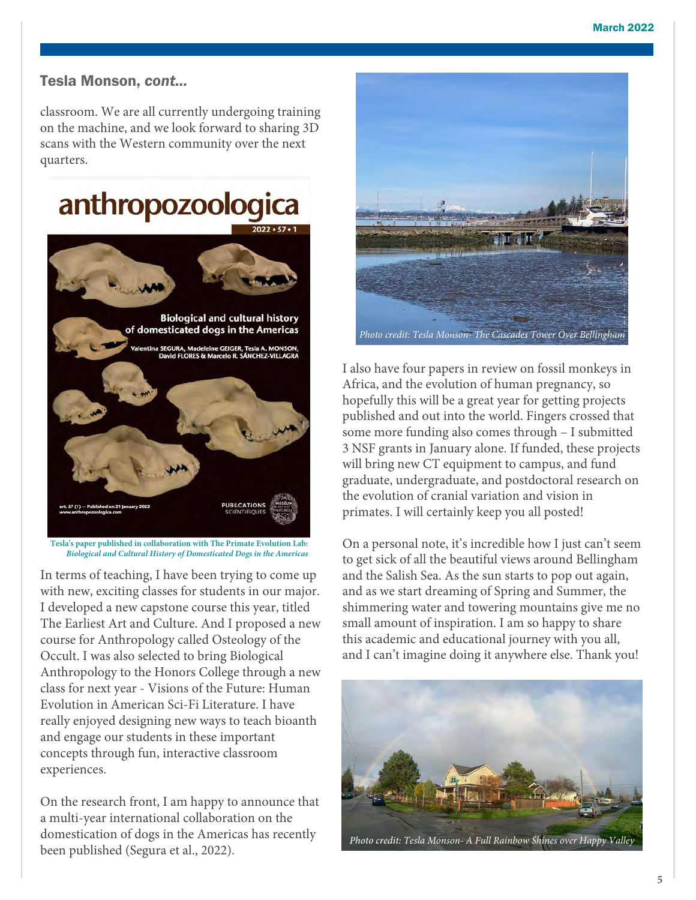## Tesla Monson, *cont...*

classroom. We are all currently undergoing training on the machine, and we look forward to sharing 3D scans with the Western community over the next quarters.

**Tesla's paper published in collaboration with The Primate Evolution Lab:** ***Biological and Cultural History of Domesticated Dogs in the Americas***

In terms of teaching, I have been trying to come up with new, exciting classes for students in our major. I developed a new capstone course this year, titled The Earliest Art and Culture. And I proposed a new course for Anthropology called Osteology of the Occult. I was also selected to bring Biological Anthropology to the Honors College through a new class for next year - Visions of the Future: Human Evolution in American Sci-Fi Literature. I have really enjoyed designing new ways to teach bioanth and engage our students in these important concepts through fun, interactive classroom experiences.

On the research front, I am happy to announce that a multi-year international collaboration on the domestication of dogs in the Americas has recently been published (Segura et al., 2022).

*Photo credit: Tesla Monson- The Cascades Tower Over Bellingham*

I also have four papers in review on fossil monkeys in Africa, and the evolution of human pregnancy, so hopefully this will be a great year for getting projects published and out into the world. Fingers crossed that some more funding also comes through – I submitted 3 NSF grants in January alone. If funded, these projects will bring new CT equipment to campus, and fund graduate, undergraduate, and postdoctoral research on the evolution of cranial variation and vision in primates. I will certainly keep you all posted!

On a personal note, it's incredible how I just can't seem to get sick of all the beautiful views around Bellingham and the Salish Sea. As the sun starts to pop out again, and as we start dreaming of Spring and Summer, the shimmering water and towering mountains give me no small amount of inspiration. I am so happy to share this academic and educational journey with you all, and I can't imagine doing it anywhere else. Thank you!

*Photo credit: Tesla Monson- A Full Rainbow Shines over Happy Valley*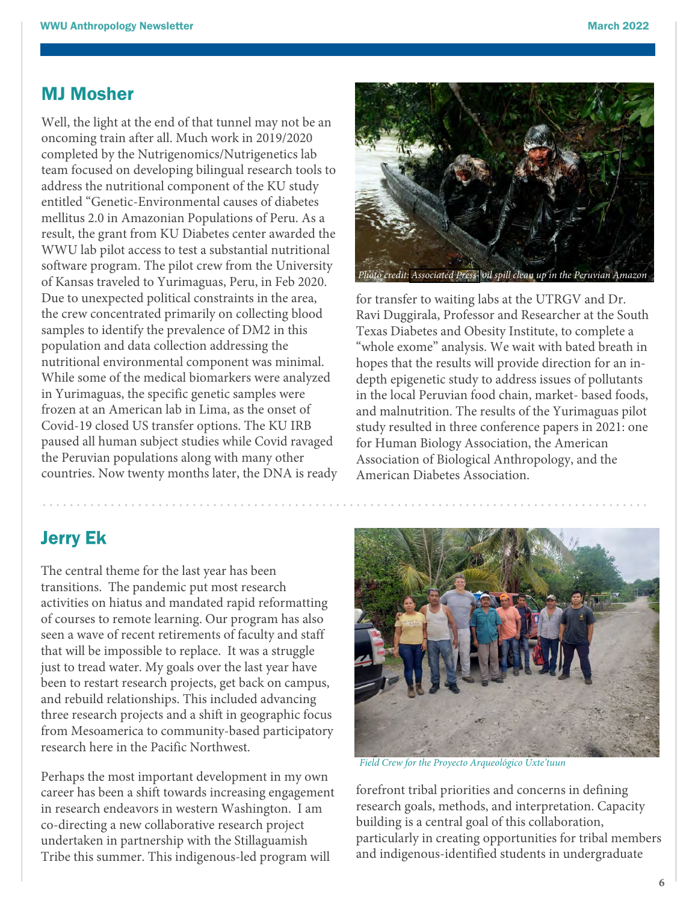## MJ Mosher

Well, the light at the end of that tunnel may not be an oncoming train after all. Much work in 2019/2020 completed by the Nutrigenomics/Nutrigenetics lab team focused on developing bilingual research tools to address the nutritional component of the KU study entitled “Genetic-Environmental causes of diabetes mellitus 2.0 in Amazonian Populations of Peru. As a result, the grant from KU Diabetes center awarded the WWU lab pilot access to test a substantial nutritional software program. The pilot crew from the University of Kansas traveled to Yurimaguas, Peru, in Feb 2020. Due to unexpected political constraints in the area, the crew concentrated primarily on collecting blood samples to identify the prevalence of DM2 in this population and data collection addressing the nutritional environmental component was minimal. While some of the medical biomarkers were analyzed in Yurimaguas, the specific genetic samples were frozen at an American lab in Lima, as the onset of Covid-19 closed US transfer options. The KU IRB paused all human subject studies while Covid ravaged the Peruvian populations along with many other countries. Now twenty months later, the DNA is ready for transfer to waiting labs at the UTRGV and Dr. Ravi Duggirala, Professor and Researcher at the South Texas Diabetes and Obesity Institute, to complete a “whole exome” analysis. We wait with bated breath in hopes that the results will provide direction for an in-depth epigenetic study to address issues of pollutants in the local Peruvian food chain, market- based foods, and malnutrition. The results of the Yurimaguas pilot study resulted in three conference papers in 2021: one for Human Biology Association, the American Association of Biological Anthropology, and the American Diabetes Association.

*Photo credit: Associated Press- oil spill clean up in the Peruvian Amazon*

## Jerry Ek

The central theme for the last year has been transitions. The pandemic put most research activities on hiatus and mandated rapid reformatting of courses to remote learning. Our program has also seen a wave of recent retirements of faculty and staff that will be impossible to replace. It was a struggle just to tread water. My goals over the last year have been to restart research projects, get back on campus, and rebuild relationships. This included advancing three research projects and a shift in geographic focus from Mesoamerica to community-based participatory research here in the Pacific Northwest.

Perhaps the most important development in my own career has been a shift towards increasing engagement in research endeavors in western Washington. I am co-directing a new collaborative research project undertaken in partnership with the Stillaguamish Tribe this summer. This indigenous-led program will forefront tribal priorities and concerns in defining research goals, methods, and interpretation. Capacity building is a central goal of this collaboration, particularly in creating opportunities for tribal members and indigenous-identified students in undergraduate

*Field Crew for the Proyecto Arqueológico Uxte'tuun*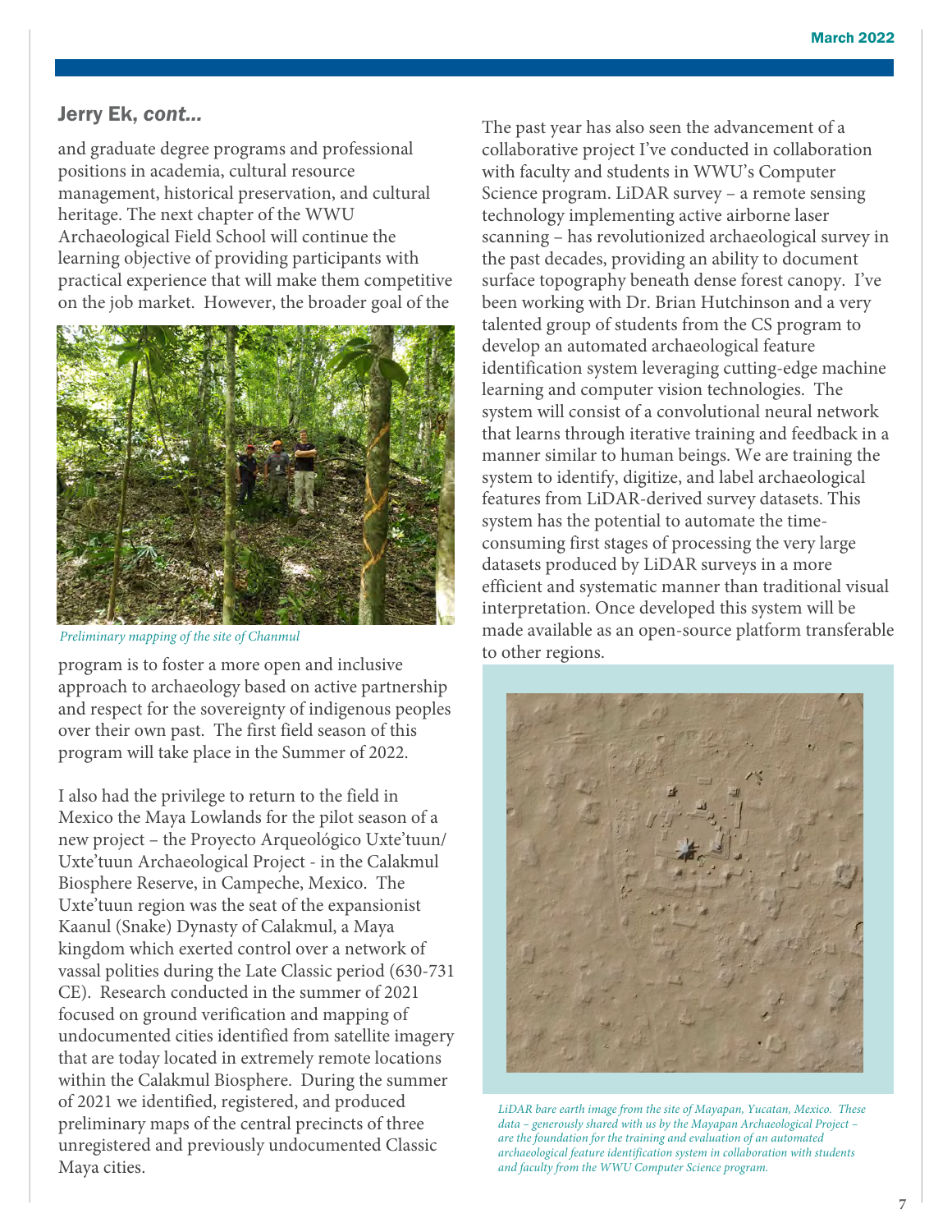## Jerry Ek, *cont...*

and graduate degree programs and professional positions in academia, cultural resource management, historical preservation, and cultural heritage. The next chapter of the WWU Archaeological Field School will continue the learning objective of providing participants with practical experience that will make them competitive on the job market. However, the broader goal of the program is to foster a more open and inclusive approach to archaeology based on active partnership and respect for the sovereignty of indigenous peoples over their own past. The first field season of this program will take place in the Summer of 2022.

*Preliminary mapping of the site of Chanmul*

I also had the privilege to return to the field in Mexico the Maya Lowlands for the pilot season of a new project – the Proyecto Arqueológico Uxte'tuun/ Uxte'tuun Archaeological Project - in the Calakmul Biosphere Reserve, in Campeche, Mexico. The Uxte'tuun region was the seat of the expansionist Kaanul (Snake) Dynasty of Calakmul, a Maya kingdom which exerted control over a network of vassal polities during the Late Classic period (630-731 CE). Research conducted in the summer of 2021 focused on ground verification and mapping of undocumented cities identified from satellite imagery that are today located in extremely remote locations within the Calakmul Biosphere. During the summer of 2021 we identified, registered, and produced preliminary maps of the central precincts of three unregistered and previously undocumented Classic Maya cities.

The past year has also seen the advancement of a collaborative project I've conducted in collaboration with faculty and students in WWU's Computer Science program. LiDAR survey – a remote sensing technology implementing active airborne laser scanning – has revolutionized archaeological survey in the past decades, providing an ability to document surface topography beneath dense forest canopy. I've been working with Dr. Brian Hutchinson and a very talented group of students from the CS program to develop an automated archaeological feature identification system leveraging cutting-edge machine learning and computer vision technologies. The system will consist of a convolutional neural network that learns through iterative training and feedback in a manner similar to human beings. We are training the system to identify, digitize, and label archaeological features from LiDAR-derived survey datasets. This system has the potential to automate the time-consuming first stages of processing the very large datasets produced by LiDAR surveys in a more efficient and systematic manner than traditional visual interpretation. Once developed this system will be made available as an open-source platform transferable to other regions.

*LiDAR bare earth image from the site of Mayapan, Yucatan, Mexico. These data – generously shared with us by the Mayapan Archaeological Project – are the foundation for the training and evaluation of an automated archaeological feature identification system in collaboration with students and faculty from the WWU Computer Science program.*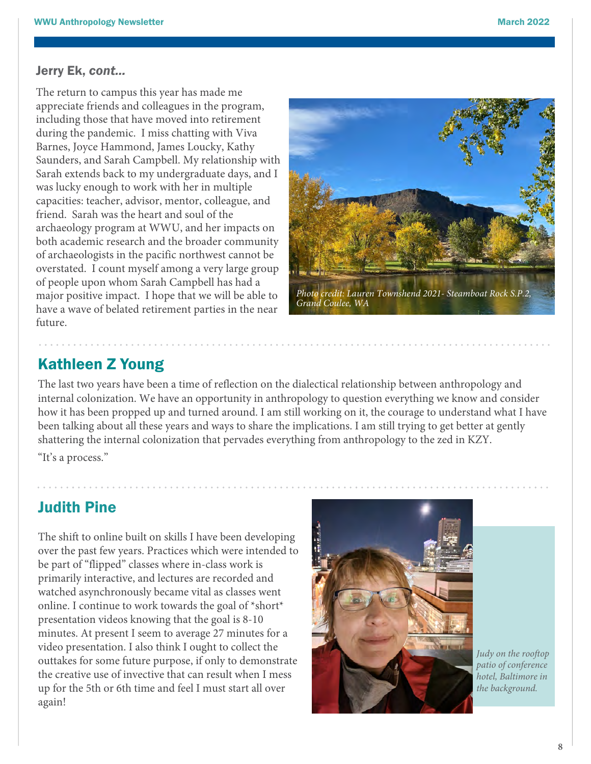### Jerry Ek, *cont...*

The return to campus this year has made me appreciate friends and colleagues in the program, including those that have moved into retirement during the pandemic. I miss chatting with Viva Barnes, Joyce Hammond, James Loucky, Kathy Saunders, and Sarah Campbell. My relationship with Sarah extends back to my undergraduate days, and I was lucky enough to work with her in multiple capacities: teacher, advisor, mentor, colleague, and friend. Sarah was the heart and soul of the archaeology program at WWU, and her impacts on both academic research and the broader community of archaeologists in the pacific northwest cannot be overstated. I count myself among a very large group of people upon whom Sarah Campbell has had a major positive impact. I hope that we will be able to have a wave of belated retirement parties in the near future.

*Photo credit: Lauren Townshend 2021- Steamboat Rock S.P.2, Grand Coulee, WA*

## Kathleen Z Young

The last two years have been a time of reflection on the dialectical relationship between anthropology and internal colonization. We have an opportunity in anthropology to question everything we know and consider how it has been propped up and turned around. I am still working on it, the courage to understand what I have been talking about all these years and ways to share the implications. I am still trying to get better at gently shattering the internal colonization that pervades everything from anthropology to the zed in KZY.

"It's a process."

## Judith Pine

The shift to online built on skills I have been developing over the past few years. Practices which were intended to be part of "flipped" classes where in-class work is primarily interactive, and lectures are recorded and watched asynchronously became vital as classes went online. I continue to work towards the goal of *short* presentation videos knowing that the goal is 8-10 minutes. At present I seem to average 27 minutes for a video presentation. I also think I ought to collect the outtakes for some future purpose, if only to demonstrate the creative use of invective that can result when I mess up for the 5th or 6th time and feel I must start all over again!

*Judy on the rooftop patio of conference hotel, Baltimore in the background.*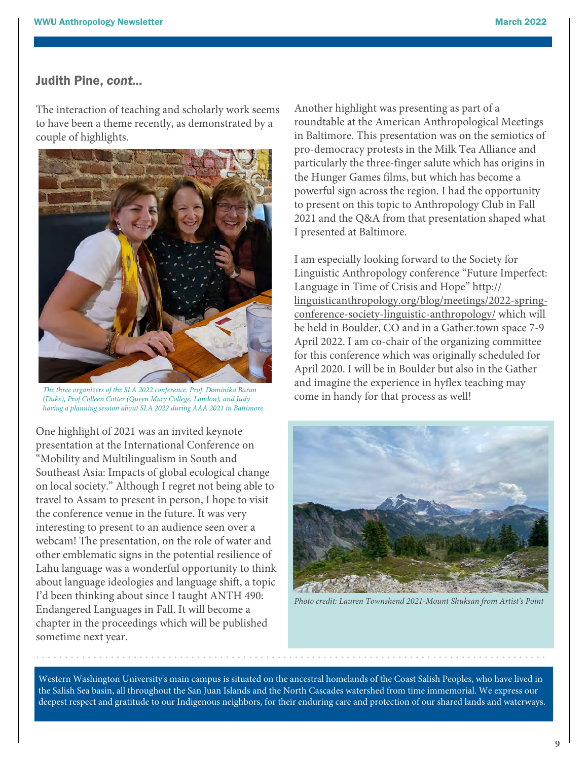## Judith Pine, *cont...*

The interaction of teaching and scholarly work seems to have been a theme recently, as demonstrated by a couple of highlights.

*The three organizers of the SLA 2022 conference. Prof. Dominika Baran (Duke), Prof Colleen Cotter (Queen Mary College, London), and Judy having a planning session about SLA 2022 during AAA 2021 in Baltimore.*

One highlight of 2021 was an invited keynote presentation at the International Conference on "Mobility and Multilingualism in South and Southeast Asia: Impacts of global ecological change on local society." Although I regret not being able to travel to Assam to present in person, I hope to visit the conference venue in the future. It was very interesting to present to an audience seen over a webcam! The presentation, on the role of water and other emblematic signs in the potential resilience of Lahu language was a wonderful opportunity to think about language ideologies and language shift, a topic I'd been thinking about since I taught ANTH 490: Endangered Languages in Fall. It will become a chapter in the proceedings which will be published sometime next year.

Another highlight was presenting as part of a roundtable at the American Anthropological Meetings in Baltimore. This presentation was on the semiotics of pro-democracy protests in the Milk Tea Alliance and particularly the three-finger salute which has origins in the Hunger Games films, but which has become a powerful sign across the region. I had the opportunity to present on this topic to Anthropology Club in Fall 2021 and the Q&A from that presentation shaped what I presented at Baltimore.

I am especially looking forward to the Society for Linguistic Anthropology conference "Future Imperfect: Language in Time of Crisis and Hope" http://linguisticanthropology.org/blog/meetings/2022-spring-conference-society-linguistic-anthropology/ which will be held in Boulder, CO and in a Gather.town space 7-9 April 2022. I am co-chair of the organizing committee for this conference which was originally scheduled for April 2020. I will be in Boulder but also in the Gather and imagine the experience in hyflex teaching may come in handy for that process as well!

*Photo credit: Lauren Townshend 2021-Mount Shuksan from Artist's Point*

Western Washington University's main campus is situated on the ancestral homelands of the Coast Salish Peoples, who have lived in the Salish Sea basin, all throughout the San Juan Islands and the North Cascades watershed from time immemorial. We express our deepest respect and gratitude to our Indigenous neighbors, for their enduring care and protection of our shared lands and waterways.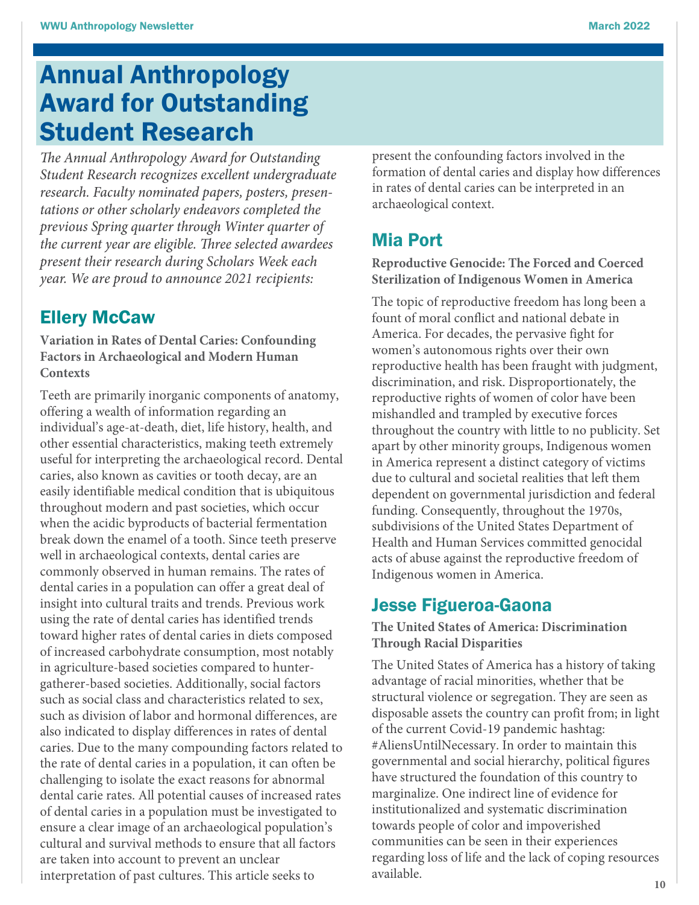# Annual Anthropology Award for Outstanding Student Research

*The Annual Anthropology Award for Outstanding Student Research recognizes excellent undergraduate research. Faculty nominated papers, posters, presentations or other scholarly endeavors completed the previous Spring quarter through Winter quarter of the current year are eligible. Three selected awardees present their research during Scholars Week each year. We are proud to announce 2021 recipients:*

## Ellery McCaw

**Variation in Rates of Dental Caries: Confounding Factors in Archaeological and Modern Human Contexts**

Teeth are primarily inorganic components of anatomy, offering a wealth of information regarding an individual's age-at-death, diet, life history, health, and other essential characteristics, making teeth extremely useful for interpreting the archaeological record. Dental caries, also known as cavities or tooth decay, are an easily identifiable medical condition that is ubiquitous throughout modern and past societies, which occur when the acidic byproducts of bacterial fermentation break down the enamel of a tooth. Since teeth preserve well in archaeological contexts, dental caries are commonly observed in human remains. The rates of dental caries in a population can offer a great deal of insight into cultural traits and trends. Previous work using the rate of dental caries has identified trends toward higher rates of dental caries in diets composed of increased carbohydrate consumption, most notably in agriculture-based societies compared to hunter-gatherer-based societies. Additionally, social factors such as social class and characteristics related to sex, such as division of labor and hormonal differences, are also indicated to display differences in rates of dental caries. Due to the many compounding factors related to the rate of dental caries in a population, it can often be challenging to isolate the exact reasons for abnormal dental carie rates. All potential causes of increased rates of dental caries in a population must be investigated to ensure a clear image of an archaeological population's cultural and survival methods to ensure that all factors are taken into account to prevent an unclear interpretation of past cultures. This article seeks to present the confounding factors involved in the formation of dental caries and display how differences in rates of dental caries can be interpreted in an archaeological context.

## Mia Port

**Reproductive Genocide: The Forced and Coerced Sterilization of Indigenous Women in America**

The topic of reproductive freedom has long been a fount of moral conflict and national debate in America. For decades, the pervasive fight for women's autonomous rights over their own reproductive health has been fraught with judgment, discrimination, and risk. Disproportionately, the reproductive rights of women of color have been mishandled and trampled by executive forces throughout the country with little to no publicity. Set apart by other minority groups, Indigenous women in America represent a distinct category of victims due to cultural and societal realities that left them dependent on governmental jurisdiction and federal funding. Consequently, throughout the 1970s, subdivisions of the United States Department of Health and Human Services committed genocidal acts of abuse against the reproductive freedom of Indigenous women in America.

## Jesse Figueroa-Gaona

**The United States of America: Discrimination Through Racial Disparities**

The United States of America has a history of taking advantage of racial minorities, whether that be structural violence or segregation. They are seen as disposable assets the country can profit from; in light of the current Covid-19 pandemic hashtag: #AliensUntilNecessary. In order to maintain this governmental and social hierarchy, political figures have structured the foundation of this country to marginalize. One indirect line of evidence for institutionalized and systematic discrimination towards people of color and impoverished communities can be seen in their experiences regarding loss of life and the lack of coping resources available.